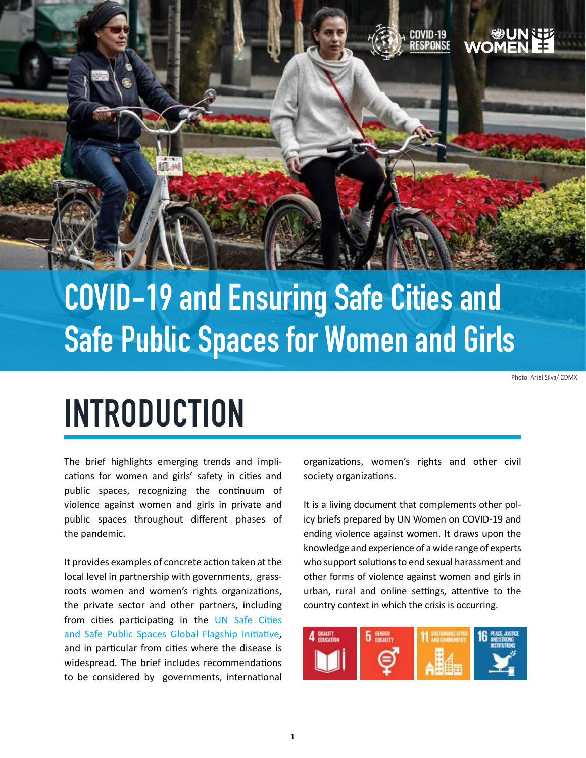# COVID-19 and Ensuring Safe Cities and Safe Public Spaces for Women and Girls

Photo: Ariel Silva/ CDMX

## INTRODUCTION

The brief highlights emerging trends and implications for women and girls' safety in cities and public spaces, recognizing the continuum of violence against women and girls in private and public spaces throughout different phases of the pandemic.

It provides examples of concrete action taken at the local level in partnership with governments, grassroots women and women's rights organizations, the private sector and other partners, including from cities participating in the UN Safe Cities and Safe Public Spaces Global Flagship Initiative, and in particular from cities where the disease is widespread. The brief includes recommendations to be considered by governments, international organizations, women's rights and other civil society organizations.

It is a living document that complements other policy briefs prepared by UN Women on COVID-19 and ending violence against women. It draws upon the knowledge and experience of a wide range of experts who support solutions to end sexual harassment and other forms of violence against women and girls in urban, rural and online settings, attentive to the country context in which the crisis is occurring.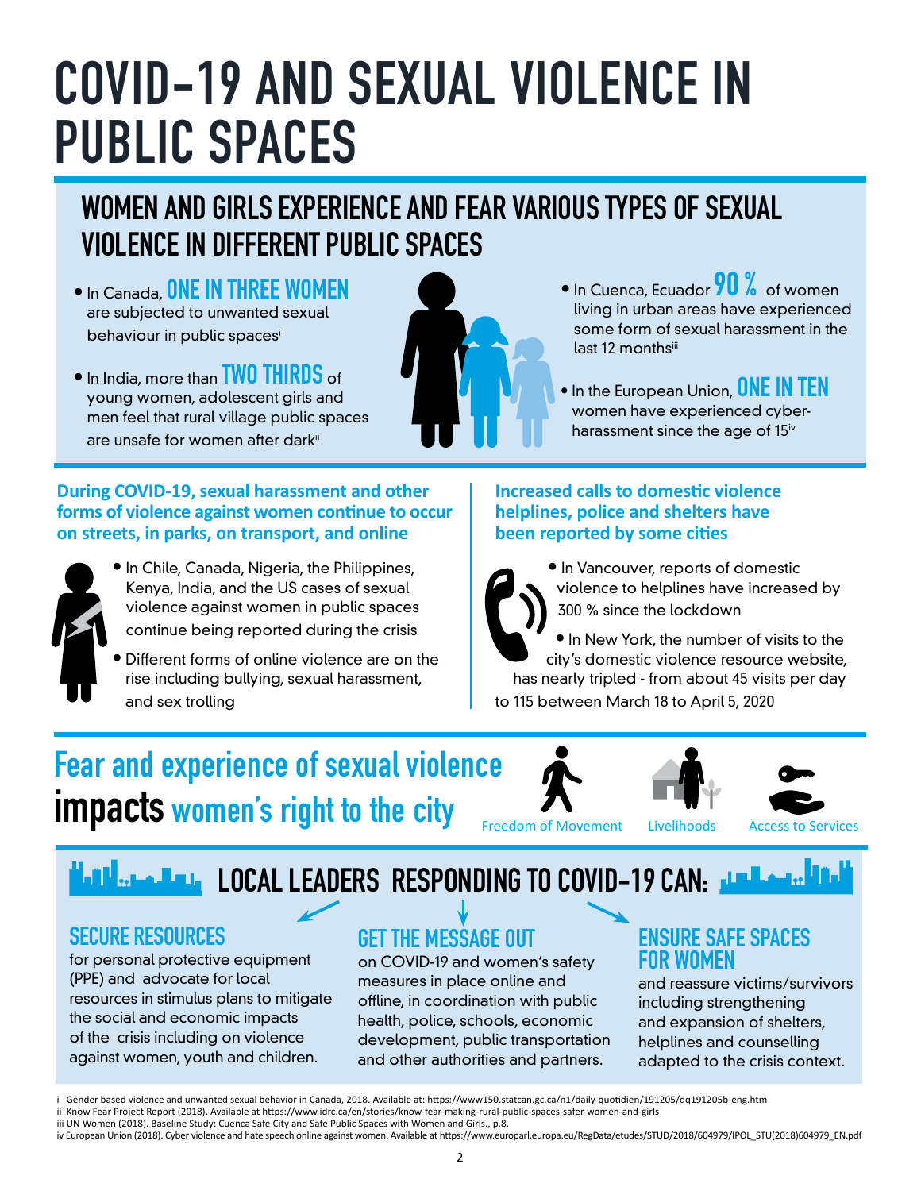# COVID-19 AND SEXUAL VIOLENCE IN PUBLIC SPACES

## WOMEN AND GIRLS EXPERIENCE AND FEAR VARIOUS TYPES OF SEXUAL VIOLENCE IN DIFFERENT PUBLIC SPACES

- In Canada, **ONE IN THREE WOMEN** are subjected to unwanted sexual behaviour in public spaces[i]
- In India, more than **TWO THIRDS** of young women, adolescent girls and men feel that rural village public spaces are unsafe for women after dark[ii]
- In Cuenca, Ecuador **90 %** of women living in urban areas have experienced some form of sexual harassment in the last 12 months[iii]
- In the European Union, **ONE IN TEN** women have experienced cyber-harassment since the age of 15[iv]

### During COVID-19, sexual harassment and other forms of violence against women continue to occur on streets, in parks, on transport, and online

- In Chile, Canada, Nigeria, the Philippines, Kenya, India, and the US cases of sexual violence against women in public spaces continue being reported during the crisis
- Different forms of online violence are on the rise including bullying, sexual harassment, and sex trolling

### Increased calls to domestic violence helplines, police and shelters have been reported by some cities

- In Vancouver, reports of domestic violence to helplines have increased by 300 % since the lockdown
- In New York, the number of visits to the city's domestic violence resource website, has nearly tripled - from about 45 visits per day to 115 between March 18 to April 5, 2020

## Fear and experience of sexual violence **impacts** women's right to the city

Freedom of Movement | Livelihoods | Access to Services

## LOCAL LEADERS RESPONDING TO COVID-19 CAN:

### SECURE RESOURCES

for personal protective equipment (PPE) and advocate for local resources in stimulus plans to mitigate the social and economic impacts of the crisis including on violence against women, youth and children.

### GET THE MESSAGE OUT

on COVID-19 and women's safety measures in place online and offline, in coordination with public health, police, schools, economic development, public transportation and other authorities and partners.

### ENSURE SAFE SPACES FOR WOMEN

and reassure victims/survivors including strengthening and expansion of shelters, helplines and counselling adapted to the crisis context.

---

i Gender based violence and unwanted sexual behavior in Canada, 2018. Available at: https://www150.statcan.gc.ca/n1/daily-quotidien/191205/dq191205b-eng.htm

ii Know Fear Project Report (2018). Available at https://www.idrc.ca/en/stories/know-fear-making-rural-public-spaces-safer-women-and-girls

iii UN Women (2018). Baseline Study: Cuenca Safe City and Safe Public Spaces with Women and Girls., p.8.

iv European Union (2018). Cyber violence and hate speech online against women. Available at https://www.europarl.europa.eu/RegData/etudes/STUD/2018/604979/IPOL_STU(2018)604979_EN.pdf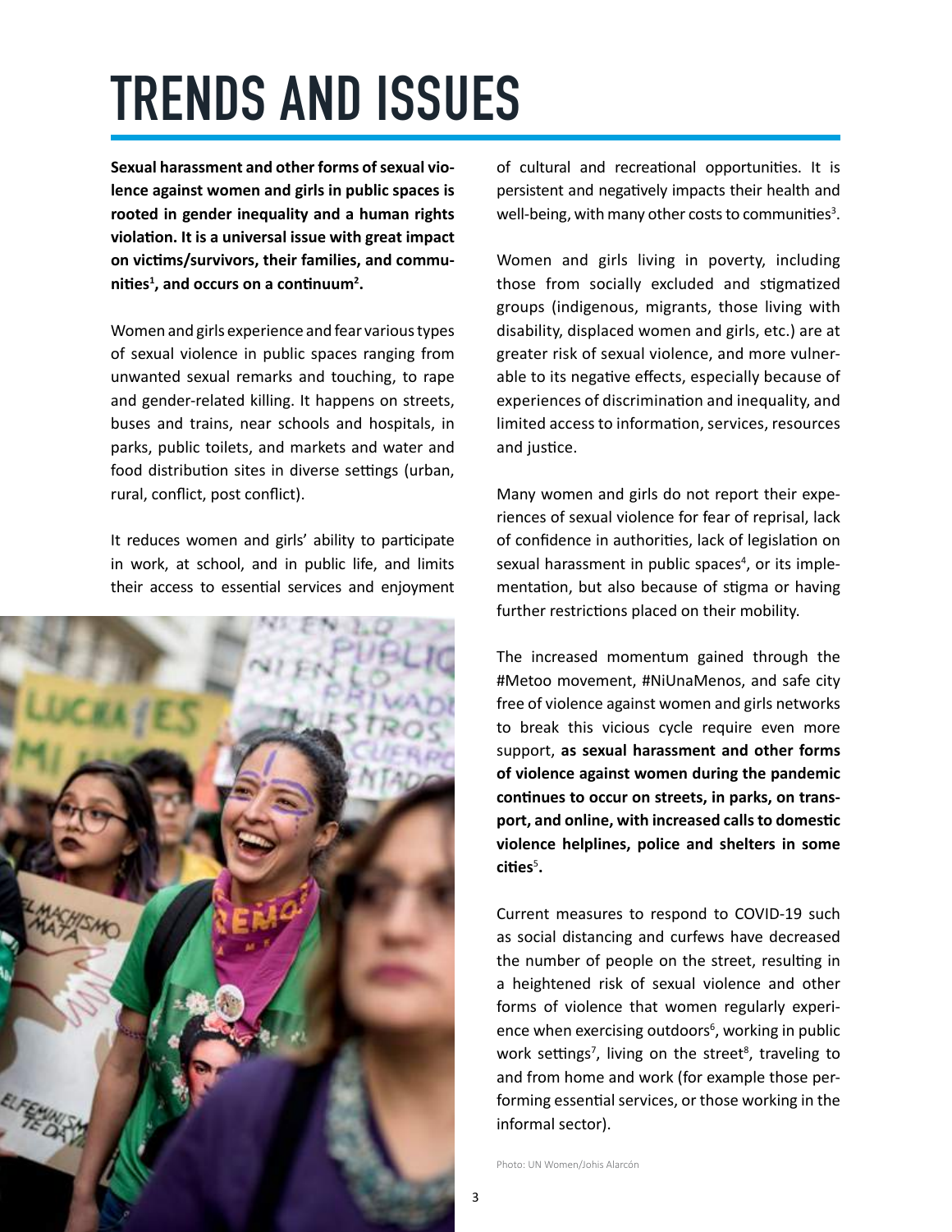# TRENDS AND ISSUES

**Sexual harassment and other forms of sexual violence against women and girls in public spaces is rooted in gender inequality and a human rights violation. It is a universal issue with great impact on victims/survivors, their families, and communities[1], and occurs on a continuum[2].**

Women and girls experience and fear various types of sexual violence in public spaces ranging from unwanted sexual remarks and touching, to rape and gender-related killing. It happens on streets, buses and trains, near schools and hospitals, in parks, public toilets, and markets and water and food distribution sites in diverse settings (urban, rural, conflict, post conflict).

It reduces women and girls' ability to participate in work, at school, and in public life, and limits their access to essential services and enjoyment of cultural and recreational opportunities. It is persistent and negatively impacts their health and well-being, with many other costs to communities[3].

Women and girls living in poverty, including those from socially excluded and stigmatized groups (indigenous, migrants, those living with disability, displaced women and girls, etc.) are at greater risk of sexual violence, and more vulnerable to its negative effects, especially because of experiences of discrimination and inequality, and limited access to information, services, resources and justice.

Many women and girls do not report their experiences of sexual violence for fear of reprisal, lack of confidence in authorities, lack of legislation on sexual harassment in public spaces[4], or its implementation, but also because of stigma or having further restrictions placed on their mobility.

The increased momentum gained through the #Metoo movement, #NiUnaMenos, and safe city free of violence against women and girls networks to break this vicious cycle require even more support, **as sexual harassment and other forms of violence against women during the pandemic continues to occur on streets, in parks, on transport, and online, with increased calls to domestic violence helplines, police and shelters in some cities[5].**

Current measures to respond to COVID-19 such as social distancing and curfews have decreased the number of people on the street, resulting in a heightened risk of sexual violence and other forms of violence that women regularly experience when exercising outdoors[6], working in public work settings[7], living on the street[8], traveling to and from home and work (for example those performing essential services, or those working in the informal sector).

Photo: UN Women/Johis Alarcón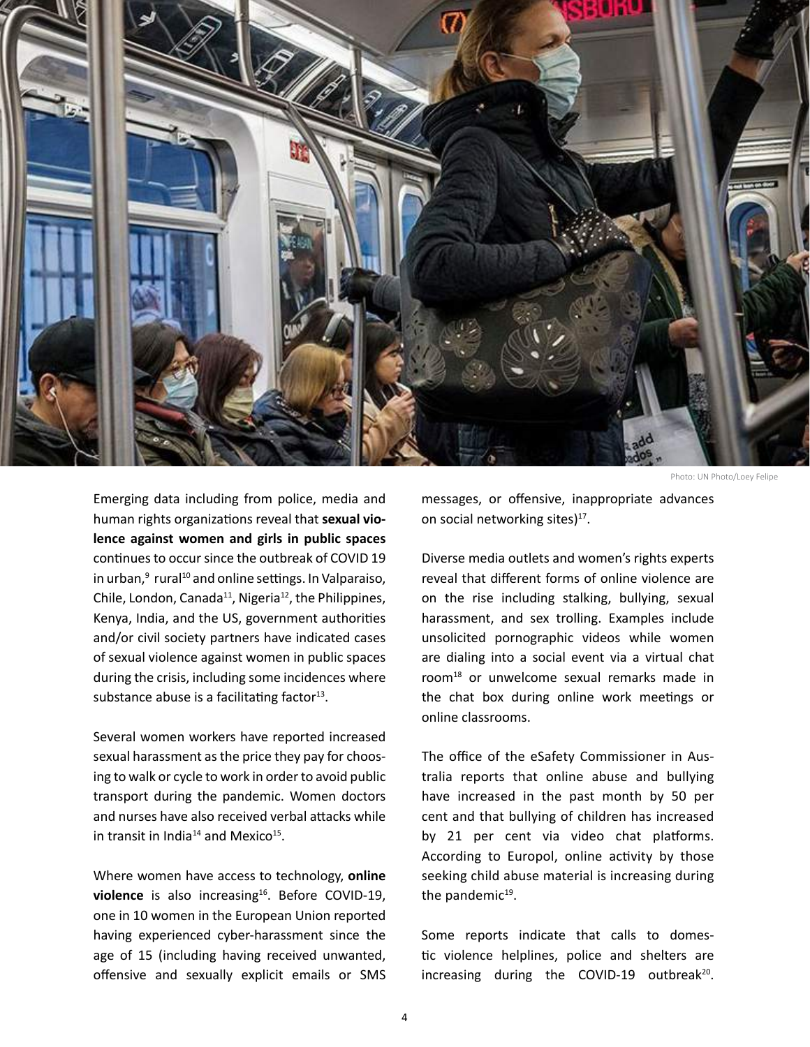Photo: UN Photo/Loey Felipe

Emerging data including from police, media and human rights organizations reveal that **sexual violence against women and girls in public spaces** continues to occur since the outbreak of COVID 19 in urban,[9] rural[10] and online settings. In Valparaiso, Chile, London, Canada[11], Nigeria[12], the Philippines, Kenya, India, and the US, government authorities and/or civil society partners have indicated cases of sexual violence against women in public spaces during the crisis, including some incidences where substance abuse is a facilitating factor[13].

Several women workers have reported increased sexual harassment as the price they pay for choosing to walk or cycle to work in order to avoid public transport during the pandemic. Women doctors and nurses have also received verbal attacks while in transit in India[14] and Mexico[15].

Where women have access to technology, **online violence** is also increasing[16]. Before COVID-19, one in 10 women in the European Union reported having experienced cyber-harassment since the age of 15 (including having received unwanted, offensive and sexually explicit emails or SMS messages, or offensive, inappropriate advances on social networking sites)[17].

Diverse media outlets and women's rights experts reveal that different forms of online violence are on the rise including stalking, bullying, sexual harassment, and sex trolling. Examples include unsolicited pornographic videos while women are dialing into a social event via a virtual chat room[18] or unwelcome sexual remarks made in the chat box during online work meetings or online classrooms.

The office of the eSafety Commissioner in Australia reports that online abuse and bullying have increased in the past month by 50 per cent and that bullying of children has increased by 21 per cent via video chat platforms. According to Europol, online activity by those seeking child abuse material is increasing during the pandemic[19].

Some reports indicate that calls to domestic violence helplines, police and shelters are increasing during the COVID-19 outbreak[20].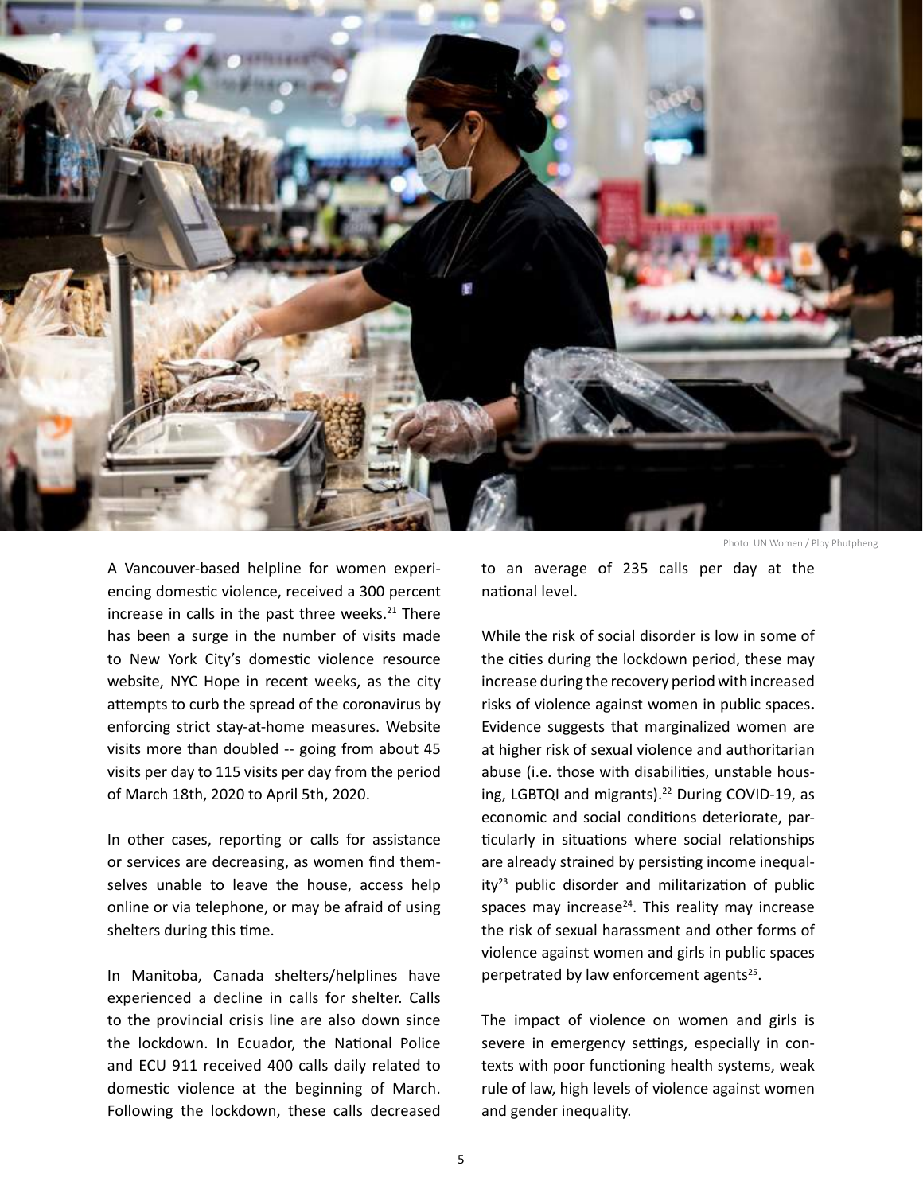Photo: UN Women / Ploy Phutpheng

A Vancouver-based helpline for women experiencing domestic violence, received a 300 percent increase in calls in the past three weeks.[21] There has been a surge in the number of visits made to New York City's domestic violence resource website, NYC Hope in recent weeks, as the city attempts to curb the spread of the coronavirus by enforcing strict stay-at-home measures. Website visits more than doubled -- going from about 45 visits per day to 115 visits per day from the period of March 18th, 2020 to April 5th, 2020.

In other cases, reporting or calls for assistance or services are decreasing, as women find themselves unable to leave the house, access help online or via telephone, or may be afraid of using shelters during this time.

In Manitoba, Canada shelters/helplines have experienced a decline in calls for shelter. Calls to the provincial crisis line are also down since the lockdown. In Ecuador, the National Police and ECU 911 received 400 calls daily related to domestic violence at the beginning of March. Following the lockdown, these calls decreased to an average of 235 calls per day at the national level.

While the risk of social disorder is low in some of the cities during the lockdown period, these may increase during the recovery period with increased risks of violence against women in public spaces**.** Evidence suggests that marginalized women are at higher risk of sexual violence and authoritarian abuse (i.e. those with disabilities, unstable housing, LGBTQI and migrants).[22] During COVID-19, as economic and social conditions deteriorate, particularly in situations where social relationships are already strained by persisting income inequality[23] public disorder and militarization of public spaces may increase[24]. This reality may increase the risk of sexual harassment and other forms of violence against women and girls in public spaces perpetrated by law enforcement agents[25].

The impact of violence on women and girls is severe in emergency settings, especially in contexts with poor functioning health systems, weak rule of law, high levels of violence against women and gender inequality.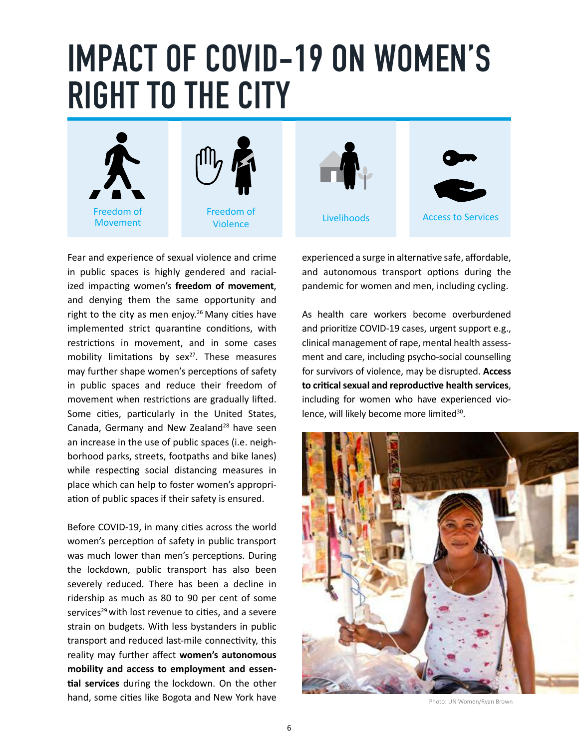# IMPACT OF COVID-19 ON WOMEN'S RIGHT TO THE CITY

Freedom of Movement

Freedom of Violence

Livelihoods

Access to Services

Fear and experience of sexual violence and crime in public spaces is highly gendered and racialized impacting women's **freedom of movement**, and denying them the same opportunity and right to the city as men enjoy.[26] Many cities have implemented strict quarantine conditions, with restrictions in movement, and in some cases mobility limitations by sex[27]. These measures may further shape women's perceptions of safety in public spaces and reduce their freedom of movement when restrictions are gradually lifted. Some cities, particularly in the United States, Canada, Germany and New Zealand[28] have seen an increase in the use of public spaces (i.e. neighborhood parks, streets, footpaths and bike lanes) while respecting social distancing measures in place which can help to foster women's appropriation of public spaces if their safety is ensured.

Before COVID-19, in many cities across the world women's perception of safety in public transport was much lower than men's perceptions. During the lockdown, public transport has also been severely reduced. There has been a decline in ridership as much as 80 to 90 per cent of some services[29] with lost revenue to cities, and a severe strain on budgets. With less bystanders in public transport and reduced last-mile connectivity, this reality may further affect **women's autonomous mobility and access to employment and essential services** during the lockdown. On the other hand, some cities like Bogota and New York have experienced a surge in alternative safe, affordable, and autonomous transport options during the pandemic for women and men, including cycling.

As health care workers become overburdened and prioritize COVID-19 cases, urgent support e.g., clinical management of rape, mental health assessment and care, including psycho-social counselling for survivors of violence, may be disrupted. **Access to critical sexual and reproductive health services**, including for women who have experienced violence, will likely become more limited[30].

Photo: UN Women/Ryan Brown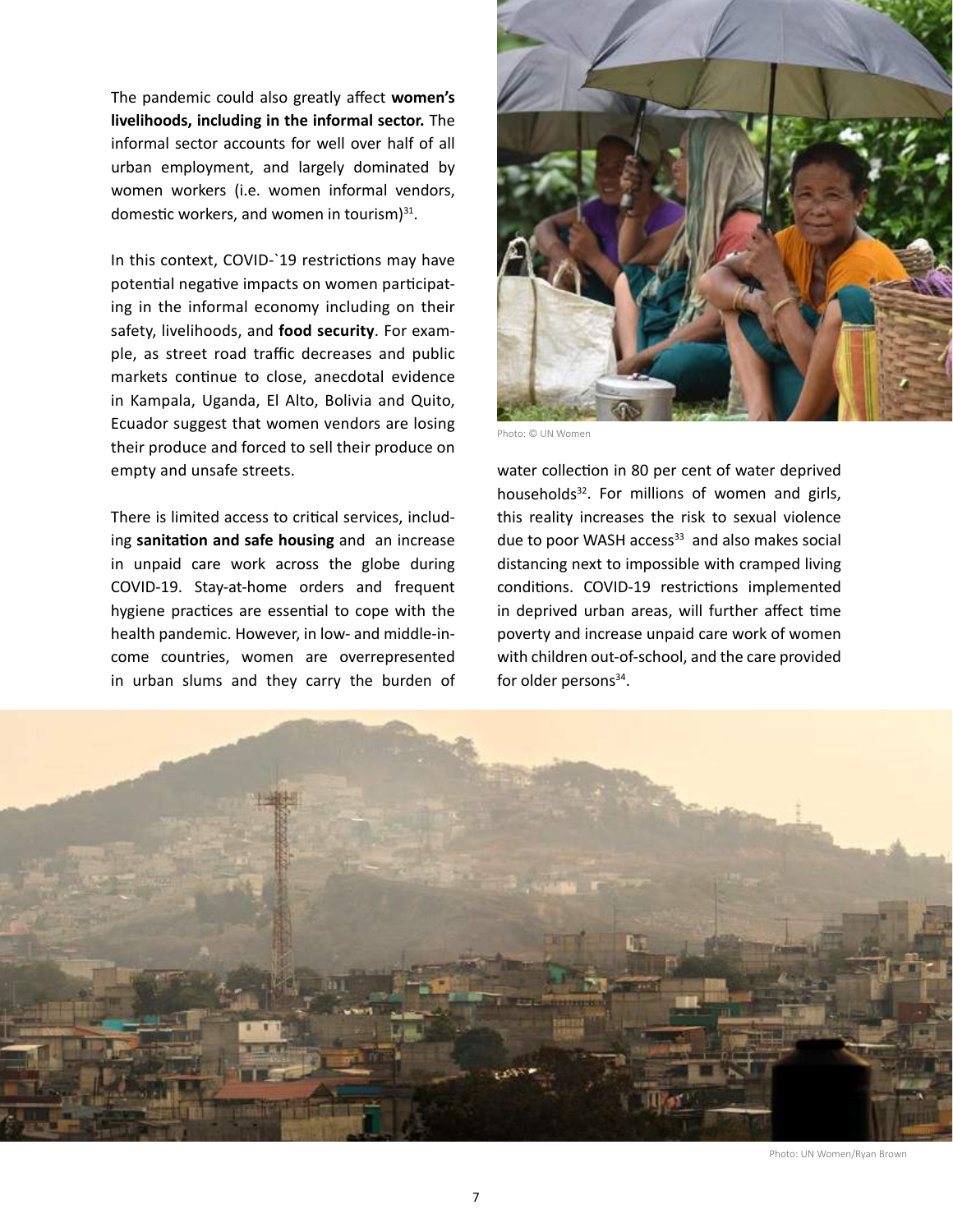The pandemic could also greatly affect **women's livelihoods, including in the informal sector.** The informal sector accounts for well over half of all urban employment, and largely dominated by women workers (i.e. women informal vendors, domestic workers, and women in tourism)[31].

In this context, COVID-`19 restrictions may have potential negative impacts on women participating in the informal economy including on their safety, livelihoods, and **food security**. For example, as street road traffic decreases and public markets continue to close, anecdotal evidence in Kampala, Uganda, El Alto, Bolivia and Quito, Ecuador suggest that women vendors are losing their produce and forced to sell their produce on empty and unsafe streets.

There is limited access to critical services, including **sanitation and safe housing** and an increase in unpaid care work across the globe during COVID-19. Stay-at-home orders and frequent hygiene practices are essential to cope with the health pandemic. However, in low- and middle-income countries, women are overrepresented in urban slums and they carry the burden of water collection in 80 per cent of water deprived households[32]. For millions of women and girls, this reality increases the risk to sexual violence due to poor WASH access[33] and also makes social distancing next to impossible with cramped living conditions. COVID-19 restrictions implemented in deprived urban areas, will further affect time poverty and increase unpaid care work of women with children out-of-school, and the care provided for older persons[34].

Photo: © UN Women

Photo: UN Women/Ryan Brown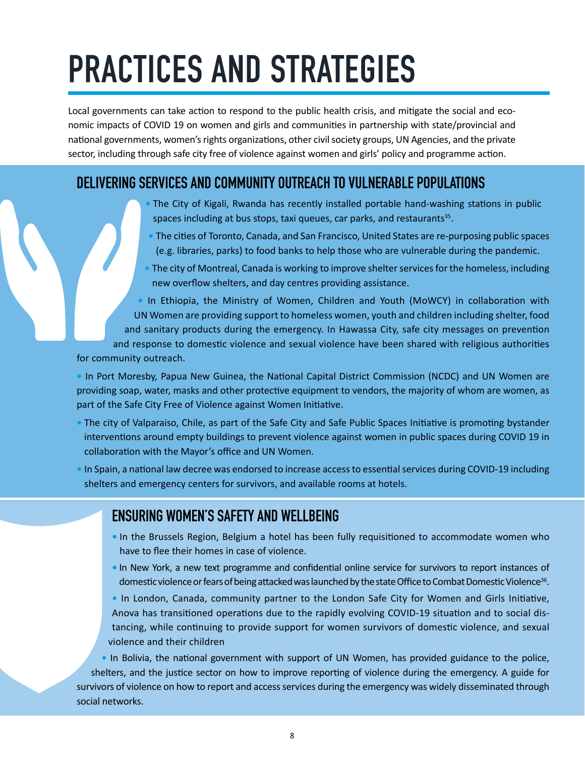# PRACTICES AND STRATEGIES

Local governments can take action to respond to the public health crisis, and mitigate the social and economic impacts of COVID 19 on women and girls and communities in partnership with state/provincial and national governments, women's rights organizations, other civil society groups, UN Agencies, and the private sector, including through safe city free of violence against women and girls' policy and programme action.

## DELIVERING SERVICES AND COMMUNITY OUTREACH TO VULNERABLE POPULATIONS

- The City of Kigali, Rwanda has recently installed portable hand-washing stations in public spaces including at bus stops, taxi queues, car parks, and restaurants[35].
- The cities of Toronto, Canada, and San Francisco, United States are re-purposing public spaces (e.g. libraries, parks) to food banks to help those who are vulnerable during the pandemic.
- The city of Montreal, Canada is working to improve shelter services for the homeless, including new overflow shelters, and day centres providing assistance.
- In Ethiopia, the Ministry of Women, Children and Youth (MoWCY) in collaboration with UN Women are providing support to homeless women, youth and children including shelter, food and sanitary products during the emergency. In Hawassa City, safe city messages on prevention and response to domestic violence and sexual violence have been shared with religious authorities for community outreach.
- In Port Moresby, Papua New Guinea, the National Capital District Commission (NCDC) and UN Women are providing soap, water, masks and other protective equipment to vendors, the majority of whom are women, as part of the Safe City Free of Violence against Women Initiative.
- The city of Valparaiso, Chile, as part of the Safe City and Safe Public Spaces Initiative is promoting bystander interventions around empty buildings to prevent violence against women in public spaces during COVID 19 in collaboration with the Mayor's office and UN Women.
- In Spain, a national law decree was endorsed to increase access to essential services during COVID-19 including shelters and emergency centers for survivors, and available rooms at hotels.

## ENSURING WOMEN'S SAFETY AND WELLBEING

- In the Brussels Region, Belgium a hotel has been fully requisitioned to accommodate women who have to flee their homes in case of violence.
- In New York, a new text programme and confidential online service for survivors to report instances of domestic violence or fears of being attacked was launched by the state Office to Combat Domestic Violence[36].
- In London, Canada, community partner to the London Safe City for Women and Girls Initiative, Anova has transitioned operations due to the rapidly evolving COVID-19 situation and to social distancing, while continuing to provide support for women survivors of domestic violence, and sexual violence and their children
- In Bolivia, the national government with support of UN Women, has provided guidance to the police, shelters, and the justice sector on how to improve reporting of violence during the emergency. A guide for survivors of violence on how to report and access services during the emergency was widely disseminated through social networks.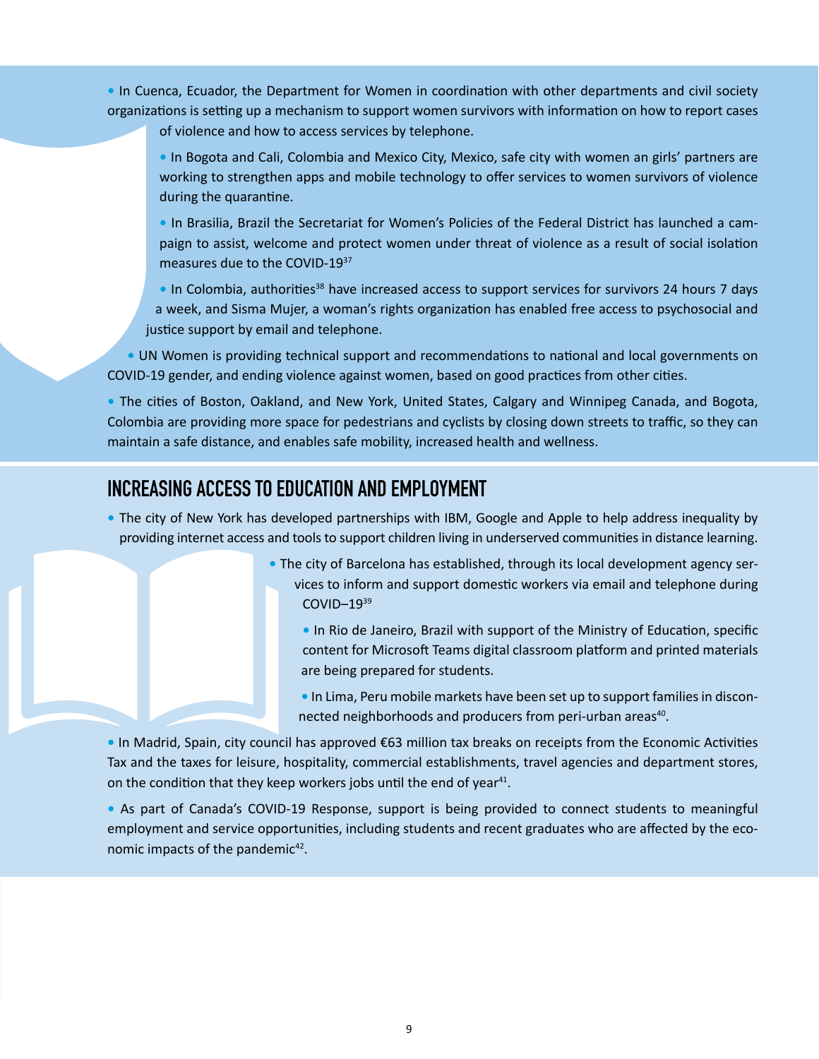- In Cuenca, Ecuador, the Department for Women in coordination with other departments and civil society organizations is setting up a mechanism to support women survivors with information on how to report cases of violence and how to access services by telephone.
- In Bogota and Cali, Colombia and Mexico City, Mexico, safe city with women an girls' partners are working to strengthen apps and mobile technology to offer services to women survivors of violence during the quarantine.
- In Brasilia, Brazil the Secretariat for Women's Policies of the Federal District has launched a campaign to assist, welcome and protect women under threat of violence as a result of social isolation measures due to the COVID-19[37]
- In Colombia, authorities[38] have increased access to support services for survivors 24 hours 7 days a week, and Sisma Mujer, a woman's rights organization has enabled free access to psychosocial and justice support by email and telephone.
- UN Women is providing technical support and recommendations to national and local governments on COVID-19 gender, and ending violence against women, based on good practices from other cities.
- The cities of Boston, Oakland, and New York, United States, Calgary and Winnipeg Canada, and Bogota, Colombia are providing more space for pedestrians and cyclists by closing down streets to traffic, so they can maintain a safe distance, and enables safe mobility, increased health and wellness.

## INCREASING ACCESS TO EDUCATION AND EMPLOYMENT

- The city of New York has developed partnerships with IBM, Google and Apple to help address inequality by providing internet access and tools to support children living in underserved communities in distance learning.
- The city of Barcelona has established, through its local development agency services to inform and support domestic workers via email and telephone during COVID–19[39]
- In Rio de Janeiro, Brazil with support of the Ministry of Education, specific content for Microsoft Teams digital classroom platform and printed materials are being prepared for students.
- In Lima, Peru mobile markets have been set up to support families in disconnected neighborhoods and producers from peri-urban areas[40].
- In Madrid, Spain, city council has approved €63 million tax breaks on receipts from the Economic Activities Tax and the taxes for leisure, hospitality, commercial establishments, travel agencies and department stores, on the condition that they keep workers jobs until the end of year[41].
- As part of Canada's COVID-19 Response, support is being provided to connect students to meaningful employment and service opportunities, including students and recent graduates who are affected by the economic impacts of the pandemic[42].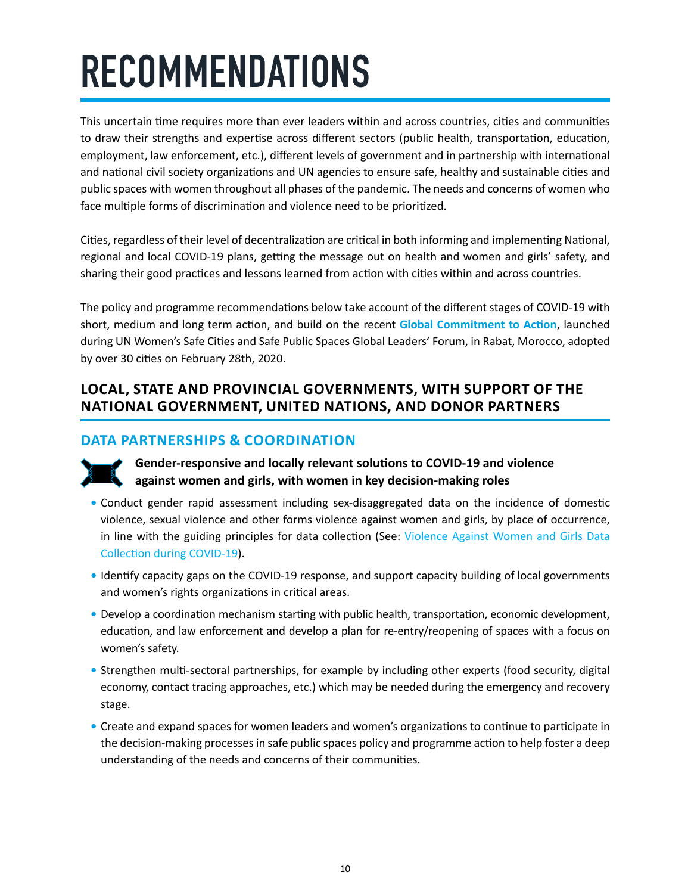# RECOMMENDATIONS

This uncertain time requires more than ever leaders within and across countries, cities and communities to draw their strengths and expertise across different sectors (public health, transportation, education, employment, law enforcement, etc.), different levels of government and in partnership with international and national civil society organizations and UN agencies to ensure safe, healthy and sustainable cities and public spaces with women throughout all phases of the pandemic. The needs and concerns of women who face multiple forms of discrimination and violence need to be prioritized.

Cities, regardless of their level of decentralization are critical in both informing and implementing National, regional and local COVID-19 plans, getting the message out on health and women and girls' safety, and sharing their good practices and lessons learned from action with cities within and across countries.

The policy and programme recommendations below take account of the different stages of COVID-19 with short, medium and long term action, and build on the recent **Global Commitment to Action**, launched during UN Women's Safe Cities and Safe Public Spaces Global Leaders' Forum, in Rabat, Morocco, adopted by over 30 cities on February 28th, 2020.

## LOCAL, STATE AND PROVINCIAL GOVERNMENTS, WITH SUPPORT OF THE NATIONAL GOVERNMENT, UNITED NATIONS, AND DONOR PARTNERS

### DATA PARTNERSHIPS & COORDINATION

**Gender-responsive and locally relevant solutions to COVID-19 and violence against women and girls, with women in key decision-making roles**

- Conduct gender rapid assessment including sex-disaggregated data on the incidence of domestic violence, sexual violence and other forms violence against women and girls, by place of occurrence, in line with the guiding principles for data collection (See: Violence Against Women and Girls Data Collection during COVID-19).
- Identify capacity gaps on the COVID-19 response, and support capacity building of local governments and women's rights organizations in critical areas.
- Develop a coordination mechanism starting with public health, transportation, economic development, education, and law enforcement and develop a plan for re-entry/reopening of spaces with a focus on women's safety.
- Strengthen multi-sectoral partnerships, for example by including other experts (food security, digital economy, contact tracing approaches, etc.) which may be needed during the emergency and recovery stage.
- Create and expand spaces for women leaders and women's organizations to continue to participate in the decision-making processes in safe public spaces policy and programme action to help foster a deep understanding of the needs and concerns of their communities.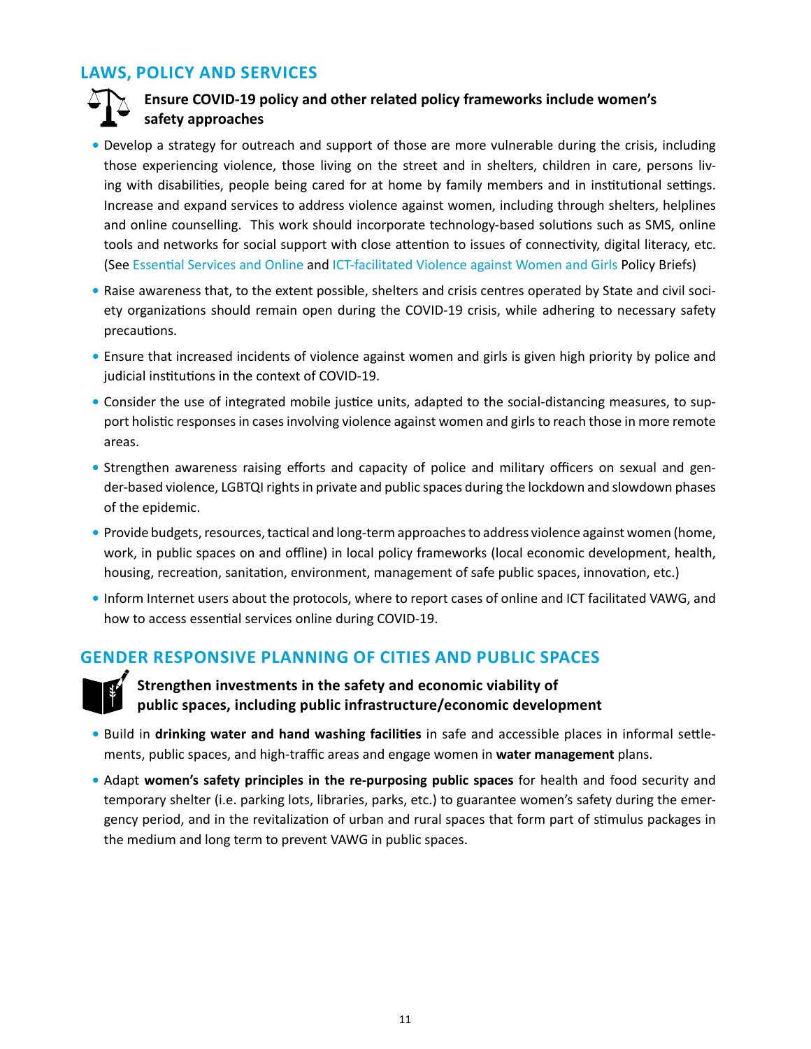## LAWS, POLICY AND SERVICES

### Ensure COVID-19 policy and other related policy frameworks include women's safety approaches

- Develop a strategy for outreach and support of those are more vulnerable during the crisis, including those experiencing violence, those living on the street and in shelters, children in care, persons living with disabilities, people being cared for at home by family members and in institutional settings. Increase and expand services to address violence against women, including through shelters, helplines and online counselling. This work should incorporate technology-based solutions such as SMS, online tools and networks for social support with close attention to issues of connectivity, digital literacy, etc. (See Essential Services and Online and ICT-facilitated Violence against Women and Girls Policy Briefs)
- Raise awareness that, to the extent possible, shelters and crisis centres operated by State and civil society organizations should remain open during the COVID-19 crisis, while adhering to necessary safety precautions.
- Ensure that increased incidents of violence against women and girls is given high priority by police and judicial institutions in the context of COVID-19.
- Consider the use of integrated mobile justice units, adapted to the social-distancing measures, to support holistic responses in cases involving violence against women and girls to reach those in more remote areas.
- Strengthen awareness raising efforts and capacity of police and military officers on sexual and gender-based violence, LGBTQI rights in private and public spaces during the lockdown and slowdown phases of the epidemic.
- Provide budgets, resources, tactical and long-term approaches to address violence against women (home, work, in public spaces on and offline) in local policy frameworks (local economic development, health, housing, recreation, sanitation, environment, management of safe public spaces, innovation, etc.)
- Inform Internet users about the protocols, where to report cases of online and ICT facilitated VAWG, and how to access essential services online during COVID-19.

## GENDER RESPONSIVE PLANNING OF CITIES AND PUBLIC SPACES

### Strengthen investments in the safety and economic viability of public spaces, including public infrastructure/economic development

- Build in **drinking water and hand washing facilities** in safe and accessible places in informal settlements, public spaces, and high-traffic areas and engage women in **water management** plans.
- Adapt **women's safety principles in the re-purposing public spaces** for health and food security and temporary shelter (i.e. parking lots, libraries, parks, etc.) to guarantee women's safety during the emergency period, and in the revitalization of urban and rural spaces that form part of stimulus packages in the medium and long term to prevent VAWG in public spaces.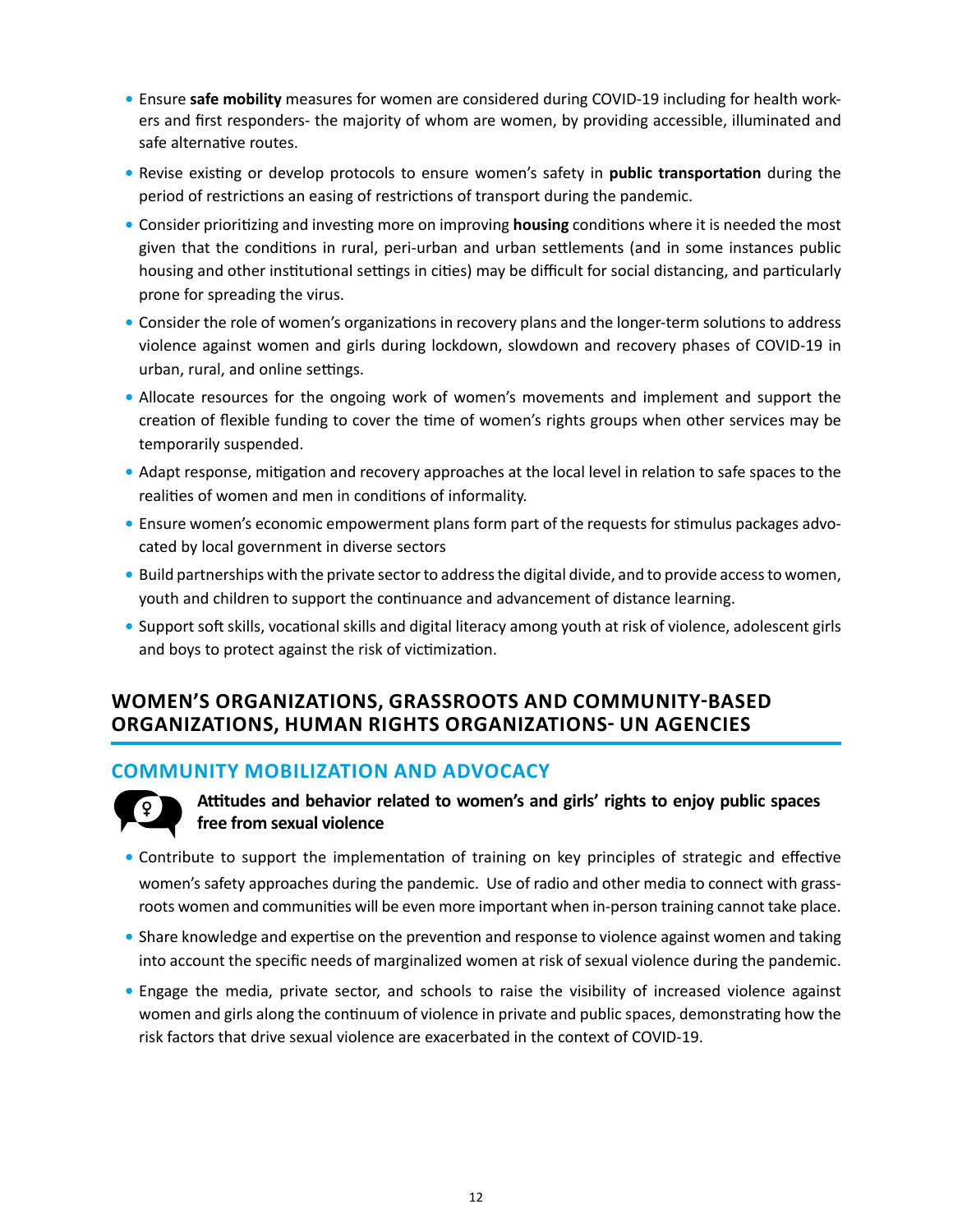- Ensure **safe mobility** measures for women are considered during COVID-19 including for health workers and first responders- the majority of whom are women, by providing accessible, illuminated and safe alternative routes.
- Revise existing or develop protocols to ensure women's safety in **public transportation** during the period of restrictions an easing of restrictions of transport during the pandemic.
- Consider prioritizing and investing more on improving **housing** conditions where it is needed the most given that the conditions in rural, peri-urban and urban settlements (and in some instances public housing and other institutional settings in cities) may be difficult for social distancing, and particularly prone for spreading the virus.
- Consider the role of women's organizations in recovery plans and the longer-term solutions to address violence against women and girls during lockdown, slowdown and recovery phases of COVID-19 in urban, rural, and online settings.
- Allocate resources for the ongoing work of women's movements and implement and support the creation of flexible funding to cover the time of women's rights groups when other services may be temporarily suspended.
- Adapt response, mitigation and recovery approaches at the local level in relation to safe spaces to the realities of women and men in conditions of informality.
- Ensure women's economic empowerment plans form part of the requests for stimulus packages advocated by local government in diverse sectors
- Build partnerships with the private sector to address the digital divide, and to provide access to women, youth and children to support the continuance and advancement of distance learning.
- Support soft skills, vocational skills and digital literacy among youth at risk of violence, adolescent girls and boys to protect against the risk of victimization.

## WOMEN'S ORGANIZATIONS, GRASSROOTS AND COMMUNITY-BASED ORGANIZATIONS, HUMAN RIGHTS ORGANIZATIONS- UN AGENCIES

### COMMUNITY MOBILIZATION AND ADVOCACY

**Attitudes and behavior related to women's and girls' rights to enjoy public spaces free from sexual violence**

- Contribute to support the implementation of training on key principles of strategic and effective women's safety approaches during the pandemic. Use of radio and other media to connect with grassroots women and communities will be even more important when in-person training cannot take place.
- Share knowledge and expertise on the prevention and response to violence against women and taking into account the specific needs of marginalized women at risk of sexual violence during the pandemic.
- Engage the media, private sector, and schools to raise the visibility of increased violence against women and girls along the continuum of violence in private and public spaces, demonstrating how the risk factors that drive sexual violence are exacerbated in the context of COVID-19.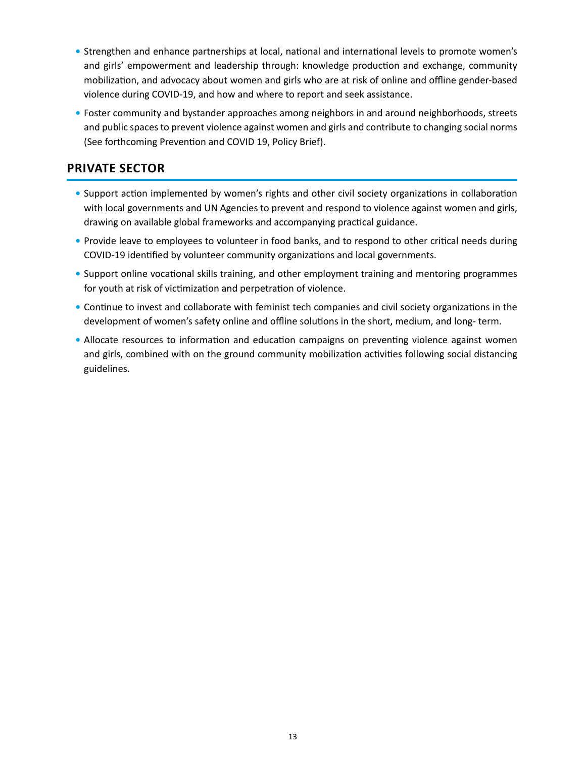- Strengthen and enhance partnerships at local, national and international levels to promote women's and girls' empowerment and leadership through: knowledge production and exchange, community mobilization, and advocacy about women and girls who are at risk of online and offline gender-based violence during COVID-19, and how and where to report and seek assistance.
- Foster community and bystander approaches among neighbors in and around neighborhoods, streets and public spaces to prevent violence against women and girls and contribute to changing social norms (See forthcoming Prevention and COVID 19, Policy Brief).

## PRIVATE SECTOR

- Support action implemented by women's rights and other civil society organizations in collaboration with local governments and UN Agencies to prevent and respond to violence against women and girls, drawing on available global frameworks and accompanying practical guidance.
- Provide leave to employees to volunteer in food banks, and to respond to other critical needs during COVID-19 identified by volunteer community organizations and local governments.
- Support online vocational skills training, and other employment training and mentoring programmes for youth at risk of victimization and perpetration of violence.
- Continue to invest and collaborate with feminist tech companies and civil society organizations in the development of women's safety online and offline solutions in the short, medium, and long- term.
- Allocate resources to information and education campaigns on preventing violence against women and girls, combined with on the ground community mobilization activities following social distancing guidelines.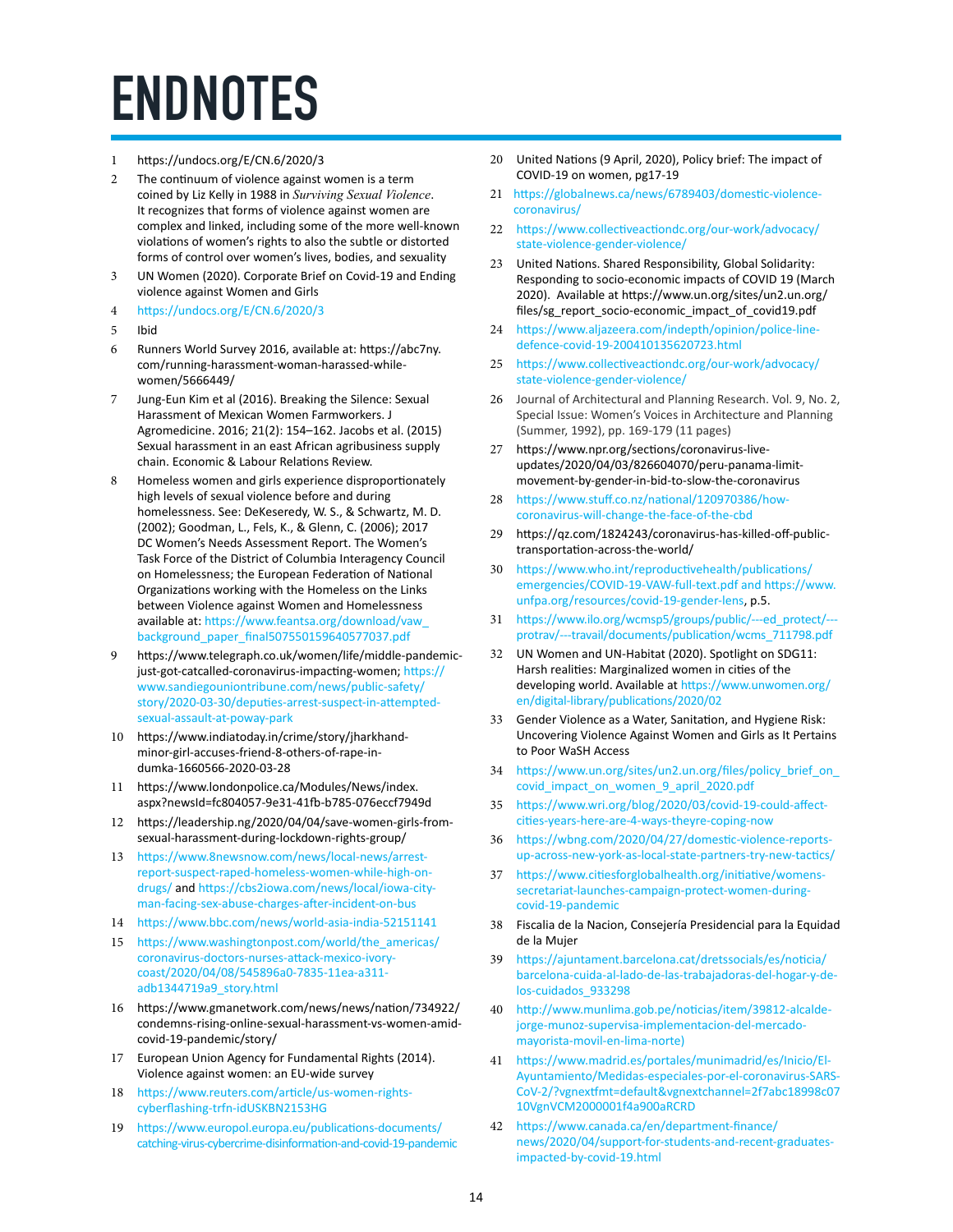# ENDNOTES

1. https://undocs.org/E/CN.6/2020/3
2. The continuum of violence against women is a term coined by Liz Kelly in 1988 in *Surviving Sexual Violence*. It recognizes that forms of violence against women are complex and linked, including some of the more well-known violations of women's rights to also the subtle or distorted forms of control over women's lives, bodies, and sexuality
3. UN Women (2020). Corporate Brief on Covid-19 and Ending violence against Women and Girls
4. https://undocs.org/E/CN.6/2020/3
5. Ibid
6. Runners World Survey 2016, available at: https://abc7ny.com/running-harassment-woman-harassed-while-women/5666449/
7. Jung-Eun Kim et al (2016). Breaking the Silence: Sexual Harassment of Mexican Women Farmworkers. J Agromedicine. 2016; 21(2): 154–162. Jacobs et al. (2015) Sexual harassment in an east African agribusiness supply chain. Economic & Labour Relations Review.
8. Homeless women and girls experience disproportionately high levels of sexual violence before and during homelessness. See: DeKeseredy, W. S., & Schwartz, M. D. (2002); Goodman, L., Fels, K., & Glenn, C. (2006); 2017 DC Women's Needs Assessment Report. The Women's Task Force of the District of Columbia Interagency Council on Homelessness; the European Federation of National Organizations working with the Homeless on the Links between Violence against Women and Homelessness available at: https://www.feantsa.org/download/vaw_background_paper_final507550159640577037.pdf
9. https://www.telegraph.co.uk/women/life/middle-pandemic-just-got-catcalled-coronavirus-impacting-women; https://www.sandiegouniontribune.com/news/public-safety/story/2020-03-30/deputies-arrest-suspect-in-attempted-sexual-assault-at-poway-park
10. https://www.indiatoday.in/crime/story/jharkhand-minor-girl-accuses-friend-8-others-of-rape-in-dumka-1660566-2020-03-28
11. https://www.londonpolice.ca/Modules/News/index.aspx?newsId=fc804057-9e31-41fb-b785-076eccf7949d
12. https://leadership.ng/2020/04/04/save-women-girls-from-sexual-harassment-during-lockdown-rights-group/
13. https://www.8newsnow.com/news/local-news/arrest-report-suspect-raped-homeless-women-while-high-on-drugs/ and https://cbs2iowa.com/news/local/iowa-city-man-facing-sex-abuse-charges-after-incident-on-bus
14. https://www.bbc.com/news/world-asia-india-52151141
15. https://www.washingtonpost.com/world/the_americas/coronavirus-doctors-nurses-attack-mexico-ivory-coast/2020/04/08/545896a0-7835-11ea-a311-adb1344719a9_story.html
16. https://www.gmanetwork.com/news/news/nation/734922/condemns-rising-online-sexual-harassment-vs-women-amid-covid-19-pandemic/story/
17. European Union Agency for Fundamental Rights (2014). Violence against women: an EU-wide survey
18. https://www.reuters.com/article/us-women-rights-cyberflashing-trfn-idUSKBN2153HG
19. https://www.europol.europa.eu/publications-documents/catching-virus-cybercrime-disinformation-and-covid-19-pandemic
20. United Nations (9 April, 2020), Policy brief: The impact of COVID-19 on women, pg17-19
21. https://globalnews.ca/news/6789403/domestic-violence-coronavirus/
22. https://www.collectiveactiondc.org/our-work/advocacy/state-violence-gender-violence/
23. United Nations. Shared Responsibility, Global Solidarity: Responding to socio-economic impacts of COVID 19 (March 2020). Available at https://www.un.org/sites/un2.un.org/files/sg_report_socio-economic_impact_of_covid19.pdf
24. https://www.aljazeera.com/indepth/opinion/police-line-defence-covid-19-200410135620723.html
25. https://www.collectiveactiondc.org/our-work/advocacy/state-violence-gender-violence/
26. Journal of Architectural and Planning Research. Vol. 9, No. 2, Special Issue: Women's Voices in Architecture and Planning (Summer, 1992), pp. 169-179 (11 pages)
27. https://www.npr.org/sections/coronavirus-live-updates/2020/04/03/826604070/peru-panama-limit-movement-by-gender-in-bid-to-slow-the-coronavirus
28. https://www.stuff.co.nz/national/120970386/how-coronavirus-will-change-the-face-of-the-cbd
29. https://qz.com/1824243/coronavirus-has-killed-off-public-transportation-across-the-world/
30. https://www.who.int/reproductivehealth/publications/emergencies/COVID-19-VAW-full-text.pdf and https://www.unfpa.org/resources/covid-19-gender-lens, p.5.
31. https://www.ilo.org/wcmsp5/groups/public/---ed_protect/---protrav/---travail/documents/publication/wcms_711798.pdf
32. UN Women and UN-Habitat (2020). Spotlight on SDG11: Harsh realities: Marginalized women in cities of the developing world. Available at https://www.unwomen.org/en/digital-library/publications/2020/02
33. Gender Violence as a Water, Sanitation, and Hygiene Risk: Uncovering Violence Against Women and Girls as It Pertains to Poor WaSH Access
34. https://www.un.org/sites/un2.un.org/files/policy_brief_on_covid_impact_on_women_9_april_2020.pdf
35. https://www.wri.org/blog/2020/03/covid-19-could-affect-cities-years-here-are-4-ways-theyre-coping-now
36. https://wbng.com/2020/04/27/domestic-violence-reports-up-across-new-york-as-local-state-partners-try-new-tactics/
37. https://www.citiesforglobalhealth.org/initiative/womens-secretariat-launches-campaign-protect-women-during-covid-19-pandemic
38. Fiscalia de la Nacion, Consejería Presidencial para la Equidad de la Mujer
39. https://ajuntament.barcelona.cat/dretssocials/es/noticia/barcelona-cuida-al-lado-de-las-trabajadoras-del-hogar-y-de-los-cuidados_933298
40. http://www.munlima.gob.pe/noticias/item/39812-alcalde-jorge-munoz-supervisa-implementacion-del-mercado-mayorista-movil-en-lima-norte)
41. https://www.madrid.es/portales/munimadrid/es/Inicio/El-Ayuntamiento/Medidas-especiales-por-el-coronavirus-SARS-CoV-2/?vgnextfmt=default&vgnextchannel=2f7abc18998c0710VgnVCM2000001f4a900aRCRD
42. https://www.canada.ca/en/department-finance/news/2020/04/support-for-students-and-recent-graduates-impacted-by-covid-19.html